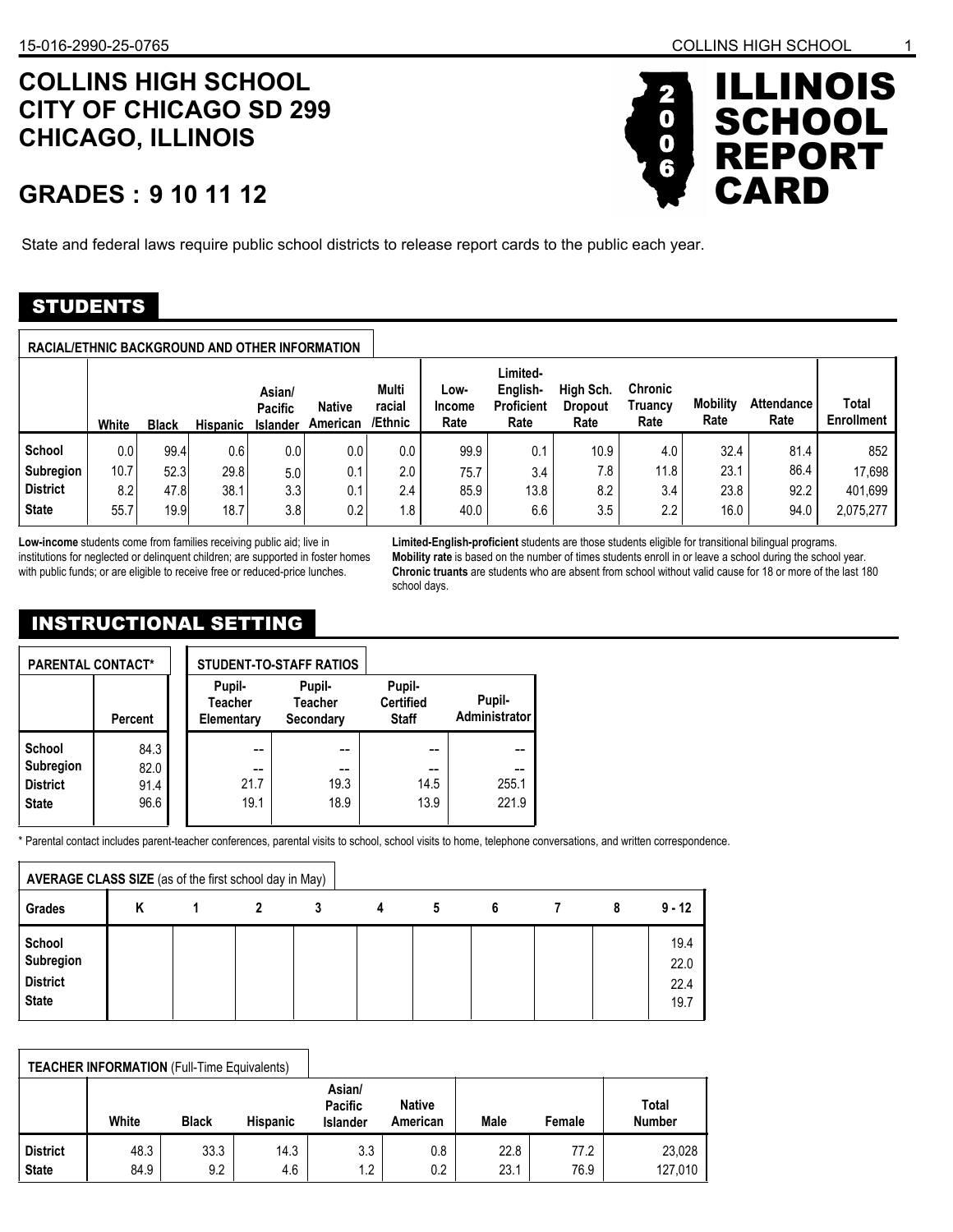# COLLINS HIGH SCHOOL
# CITY OF CHICAGO SD 299
# CHICAGO, ILLINOIS

## GRADES : 9 10 11 12

**2006 ILLINOIS SCHOOL REPORT CARD**

State and federal laws require public school districts to release report cards to the public each year.

## STUDENTS

**RACIAL/ETHNIC BACKGROUND AND OTHER INFORMATION**

| | White | Black | Hispanic | Asian/ Pacific Islander | Native American | Multi racial /Ethnic | Low-Income Rate | Limited-English-Proficient Rate | High Sch. Dropout Rate | Chronic Truancy Rate | Mobility Rate | Attendance Rate | Total Enrollment |
|---|---|---|---|---|---|---|---|---|---|---|---|---|---|
| School | 0.0 | 99.4 | 0.6 | 0.0 | 0.0 | 0.0 | 99.9 | 0.1 | 10.9 | 4.0 | 32.4 | 81.4 | 852 |
| Subregion | 10.7 | 52.3 | 29.8 | 5.0 | 0.1 | 2.0 | 75.7 | 3.4 | 7.8 | 11.8 | 23.1 | 86.4 | 17,698 |
| District | 8.2 | 47.8 | 38.1 | 3.3 | 0.1 | 2.4 | 85.9 | 13.8 | 8.2 | 3.4 | 23.8 | 92.2 | 401,699 |
| State | 55.7 | 19.9 | 18.7 | 3.8 | 0.2 | 1.8 | 40.0 | 6.6 | 3.5 | 2.2 | 16.0 | 94.0 | 2,075,277 |

**Low-income** students come from families receiving public aid; live in institutions for neglected or delinquent children; are supported in foster homes with public funds; or are eligible to receive free or reduced-price lunches.

**Limited-English-proficient** students are those students eligible for transitional bilingual programs.
**Mobility rate** is based on the number of times students enroll in or leave a school during the school year.
**Chronic truants** are students who are absent from school without valid cause for 18 or more of the last 180 school days.

## INSTRUCTIONAL SETTING

**PARENTAL CONTACT*** / **STUDENT-TO-STAFF RATIOS**

| | Parental Contact Percent | Pupil-Teacher Elementary | Pupil-Teacher Secondary | Pupil-Certified Staff | Pupil-Administrator |
|---|---|---|---|---|---|
| School | 84.3 | -- | -- | -- | -- |
| Subregion | 82.0 | -- | -- | -- | -- |
| District | 91.4 | 21.7 | 19.3 | 14.5 | 255.1 |
| State | 96.6 | 19.1 | 18.9 | 13.9 | 221.9 |

\* Parental contact includes parent-teacher conferences, parental visits to school, school visits to home, telephone conversations, and written correspondence.

**AVERAGE CLASS SIZE** (as of the first school day in May)

| Grades | K | 1 | 2 | 3 | 4 | 5 | 6 | 7 | 8 | 9 - 12 |
|---|---|---|---|---|---|---|---|---|---|---|
| School | | | | | | | | | | 19.4 |
| Subregion | | | | | | | | | | 22.0 |
| District | | | | | | | | | | 22.4 |
| State | | | | | | | | | | 19.7 |

**TEACHER INFORMATION** (Full-Time Equivalents)

| | White | Black | Hispanic | Asian/ Pacific Islander | Native American | Male | Female | Total Number |
|---|---|---|---|---|---|---|---|---|
| District | 48.3 | 33.3 | 14.3 | 3.3 | 0.8 | 22.8 | 77.2 | 23,028 |
| State | 84.9 | 9.2 | 4.6 | 1.2 | 0.2 | 23.1 | 76.9 | 127,010 |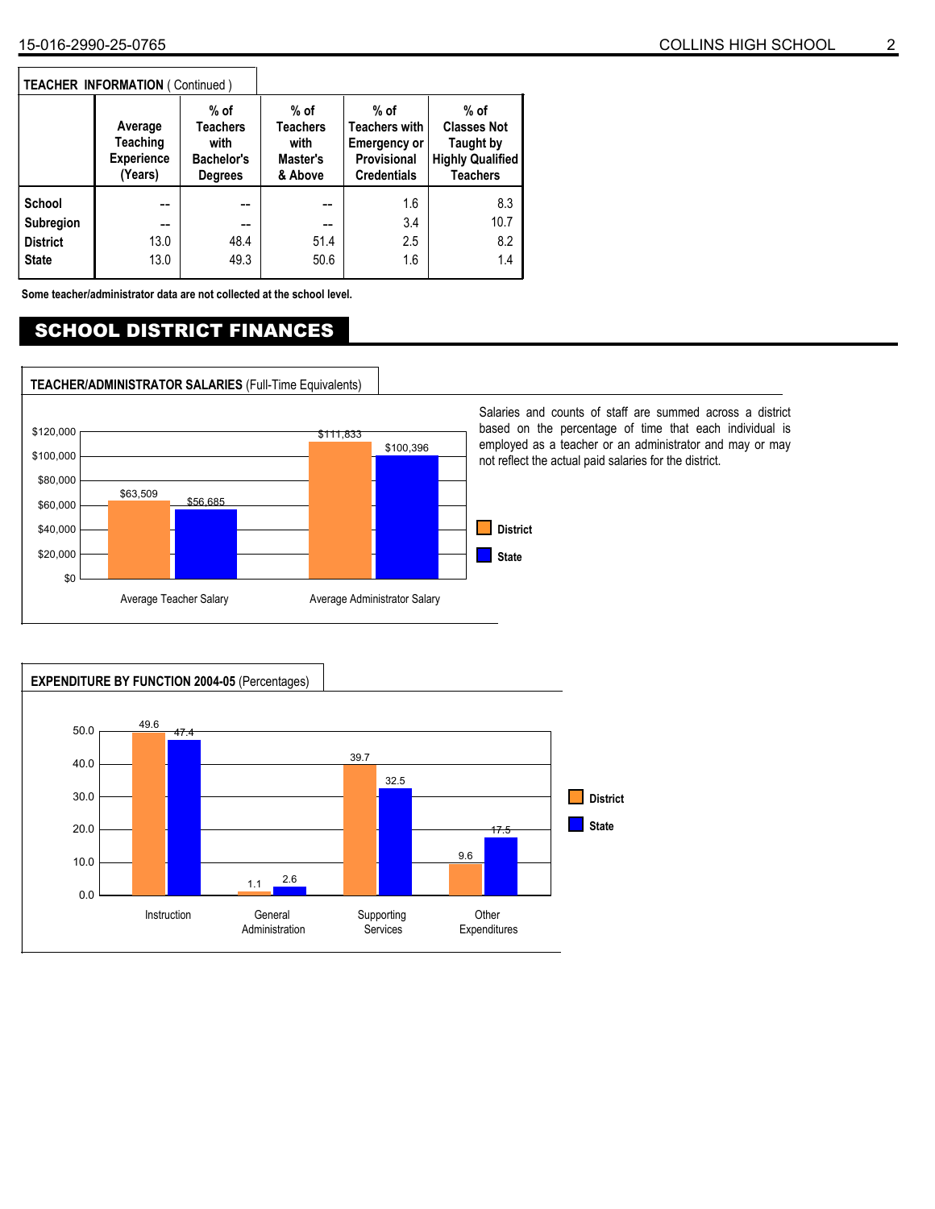**TEACHER INFORMATION** ( Continued )

| | Average Teaching Experience (Years) | % of Teachers with Bachelor's Degrees | % of Teachers with Master's & Above | % of Teachers with Emergency or Provisional Credentials | % of Classes Not Taught by Highly Qualified Teachers |
|---|---|---|---|---|---|
| School | -- | -- | -- | 1.6 | 8.3 |
| Subregion | -- | -- | -- | 3.4 | 10.7 |
| District | 13.0 | 48.4 | 51.4 | 2.5 | 8.2 |
| State | 13.0 | 49.3 | 50.6 | 1.6 | 1.4 |

**Some teacher/administrator data are not collected at the school level.**

## SCHOOL DISTRICT FINANCES

**TEACHER/ADMINISTRATOR SALARIES** (Full-Time Equivalents)

$120,000
$100,000
$80,000
$60,000
$40,000
$20,000
$0

$63,509
$56,685
$111,833
$100,396

Average Teacher Salary
Average Administrator Salary

District
State

Salaries and counts of staff are summed across a district based on the percentage of time that each individual is employed as a teacher or an administrator and may or may not reflect the actual paid salaries for the district.

**EXPENDITURE BY FUNCTION 2004-05** (Percentages)

50.0
40.0
30.0
20.0
10.0
0.0

49.6
47.4
1.1
2.6
39.7
32.5
9.6
17.5

Instruction
General Administration
Supporting Services
Other Expenditures

District
State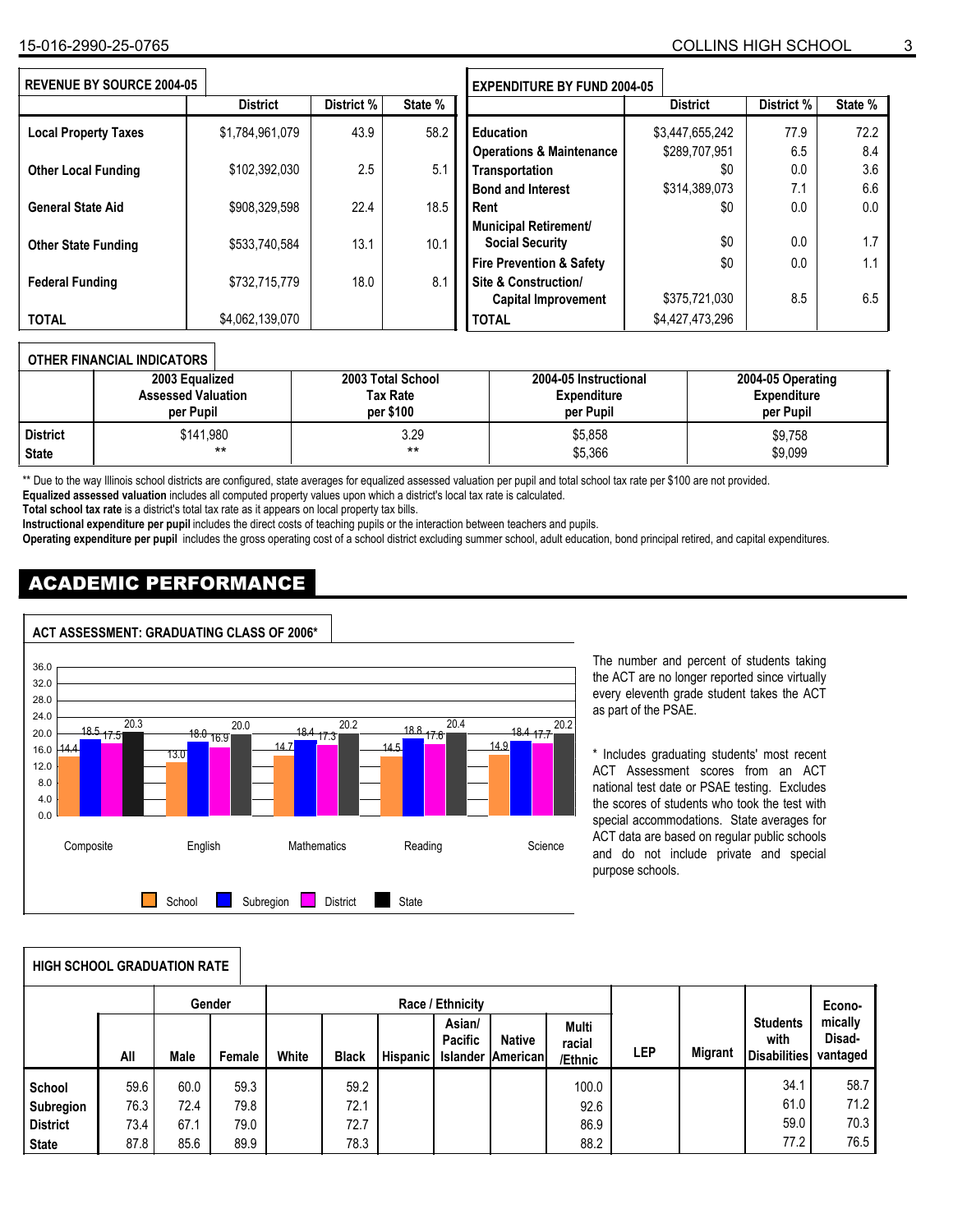| REVENUE BY SOURCE 2004-05 | District | District % | State % |
|---|---|---|---|
| Local Property Taxes | $1,784,961,079 | 43.9 | 58.2 |
| Other Local Funding | $102,392,030 | 2.5 | 5.1 |
| General State Aid | $908,329,598 | 22.4 | 18.5 |
| Other State Funding | $533,740,584 | 13.1 | 10.1 |
| Federal Funding | $732,715,779 | 18.0 | 8.1 |
| TOTAL | $4,062,139,070 | | |

| EXPENDITURE BY FUND 2004-05 | District | District % | State % |
|---|---|---|---|
| Education | $3,447,655,242 | 77.9 | 72.2 |
| Operations & Maintenance | $289,707,951 | 6.5 | 8.4 |
| Transportation | $0 | 0.0 | 3.6 |
| Bond and Interest | $314,389,073 | 7.1 | 6.6 |
| Rent | $0 | 0.0 | 0.0 |
| Municipal Retirement/ Social Security | $0 | 0.0 | 1.7 |
| Fire Prevention & Safety | $0 | 0.0 | 1.1 |
| Site & Construction/ Capital Improvement | $375,721,030 | 8.5 | 6.5 |
| TOTAL | $4,427,473,296 | | |

**OTHER FINANCIAL INDICATORS**

| | 2003 Equalized Assessed Valuation per Pupil | 2003 Total School Tax Rate per $100 | 2004-05 Instructional Expenditure per Pupil | 2004-05 Operating Expenditure per Pupil |
|---|---|---|---|---|
| District | $141,980 | 3.29 | $5,858 | $9,758 |
| State | ** | ** | $5,366 | $9,099 |

** Due to the way Illinois school districts are configured, state averages for equalized assessed valuation per pupil and total school tax rate per $100 are not provided.

**Equalized assessed valuation** includes all computed property values upon which a district's local tax rate is calculated.

**Total school tax rate** is a district's total tax rate as it appears on local property tax bills.

**Instructional expenditure per pupil** includes the direct costs of teaching pupils or the interaction between teachers and pupils.

**Operating expenditure per pupil** includes the gross operating cost of a school district excluding summer school, adult education, bond principal retired, and capital expenditures.

# ACADEMIC PERFORMANCE

**ACT ASSESSMENT: GRADUATING CLASS OF 2006***

36.0
32.0
28.0
24.0
20.0
16.0
12.0
8.0
4.0
0.0

Composite: 14.4, 18.5, 17.5, 20.3
English: 13.0, 18.0, 16.9, 20.0
Mathematics: 14.7, 18.4, 17.3, 20.2
Reading: 14.5, 18.8, 17.6, 20.4
Science: 14.9, 18.4, 17.7, 20.2

School, Subregion, District, State

The number and percent of students taking the ACT are no longer reported since virtually every eleventh grade student takes the ACT as part of the PSAE.

* Includes graduating students' most recent ACT Assessment scores from an ACT national test date or PSAE testing. Excludes the scores of students who took the test with special accommodations. State averages for ACT data are based on regular public schools and do not include private and special purpose schools.

**HIGH SCHOOL GRADUATION RATE**

| | | Gender | | Race / Ethnicity | | | | | | | | | |
|---|---|---|---|---|---|---|---|---|---|---|---|---|---|
| | All | Male | Female | White | Black | Hispanic | Asian/ Pacific Islander | Native American | Multi racial /Ethnic | LEP | Migrant | Students with Disabilities | Economically Disadvantaged |
| School | 59.6 | 60.0 | 59.3 | | 59.2 | | | | 100.0 | | | 34.1 | 58.7 |
| Subregion | 76.3 | 72.4 | 79.8 | | 72.1 | | | | 92.6 | | | 61.0 | 71.2 |
| District | 73.4 | 67.1 | 79.0 | | 72.7 | | | | 86.9 | | | 59.0 | 70.3 |
| State | 87.8 | 85.6 | 89.9 | | 78.3 | | | | 88.2 | | | 77.2 | 76.5 |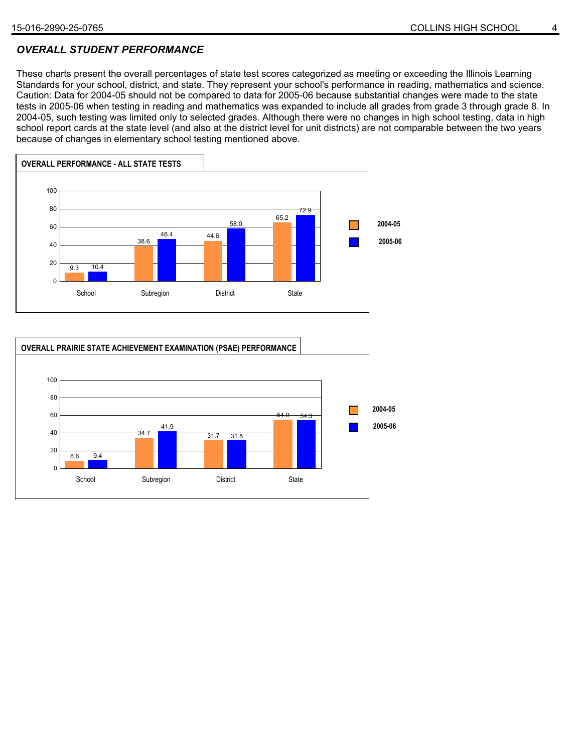## *OVERALL STUDENT PERFORMANCE*

These charts present the overall percentages of state test scores categorized as meeting or exceeding the Illinois Learning Standards for your school, district, and state. They represent your school's performance in reading, mathematics and science. Caution: Data for 2004-05 should not be compared to data for 2005-06 because substantial changes were made to the state tests in 2005-06 when testing in reading and mathematics was expanded to include all grades from grade 3 through grade 8. In 2004-05, such testing was limited only to selected grades. Although there were no changes in high school testing, data in high school report cards at the state level (and also at the district level for unit districts) are not comparable between the two years because of changes in elementary school testing mentioned above.

**OVERALL PERFORMANCE - ALL STATE TESTS**

100
80
60
40
20
0

9.3 10.4
38.6 46.4
44.6 58.0
65.2 72.9

School Subregion District State

2004-05
2005-06

**OVERALL PRAIRIE STATE ACHIEVEMENT EXAMINATION (PSAE) PERFORMANCE**

100
80
60
40
20
0

8.6 9.4
34.7 41.9
31.7 31.5
54.9 54.3

School Subregion District State

2004-05
2005-06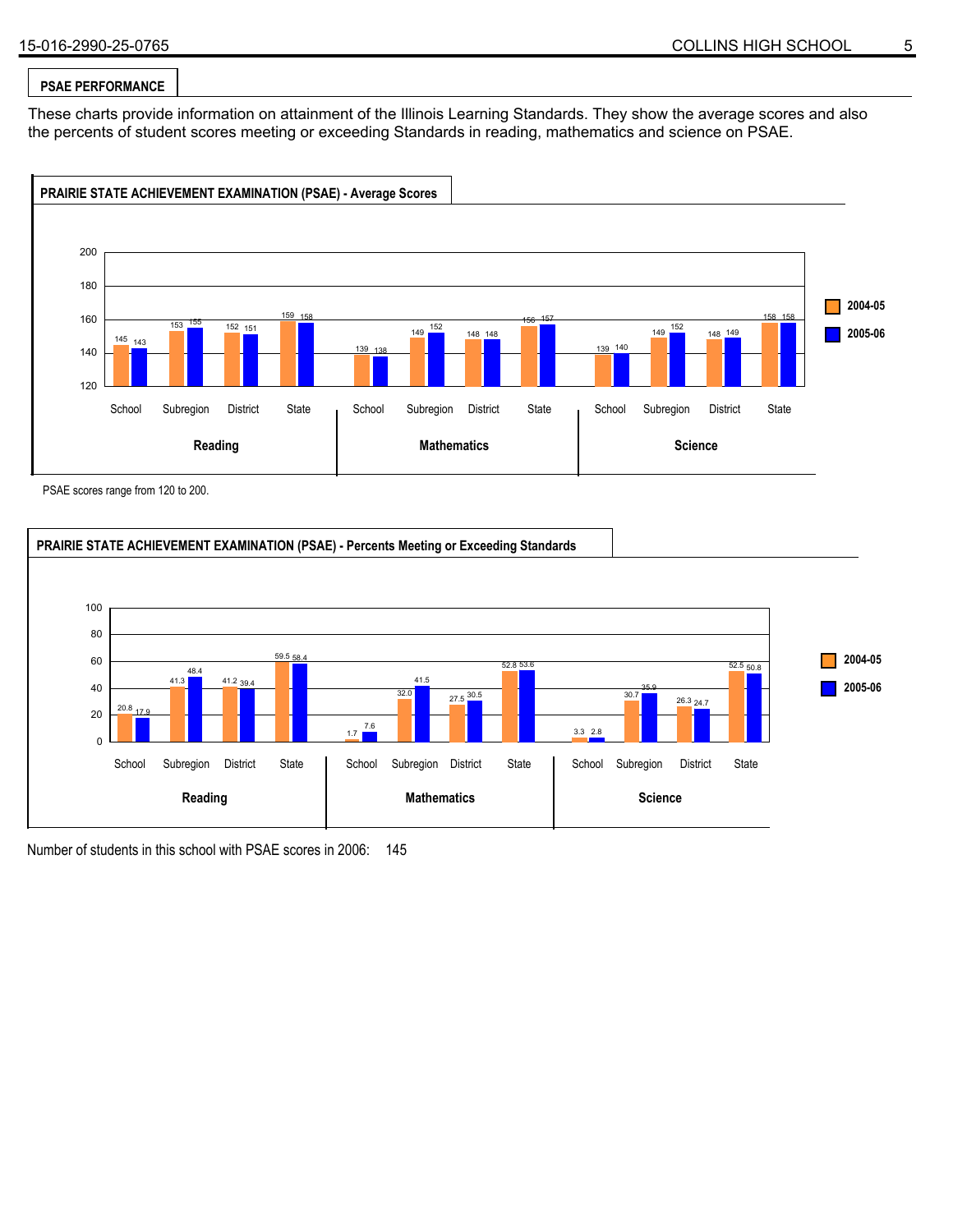## PSAE PERFORMANCE

These charts provide information on attainment of the Illinois Learning Standards. They show the average scores and also the percents of student scores meeting or exceeding Standards in reading, mathematics and science on PSAE.

### PRAIRIE STATE ACHIEVEMENT EXAMINATION (PSAE) - Average Scores

200
180
160
140
120

Reading
School: 145, 143
Subregion: 153, 155
District: 152, 151
State: 159, 158

Mathematics
School: 139, 138
Subregion: 149, 152
District: 148, 148
State: 156, 157

Science
School: 139, 140
Subregion: 149, 152
District: 148, 149
State: 158, 158

2004-05
2005-06

PSAE scores range from 120 to 200.

### PRAIRIE STATE ACHIEVEMENT EXAMINATION (PSAE) - Percents Meeting or Exceeding Standards

100
80
60
40
20
0

Reading
School: 20.8, 17.9
Subregion: 41.3, 48.4
District: 41.2, 39.4
State: 59.5, 58.4

Mathematics
School: 1.7, 7.6
Subregion: 32.0, 41.5
District: 27.5, 30.5
State: 52.8, 53.6

Science
School: 3.3, 2.8
Subregion: 30.7, 35.9
District: 26.3, 24.7
State: 52.5, 50.8

2004-05
2005-06

Number of students in this school with PSAE scores in 2006: 145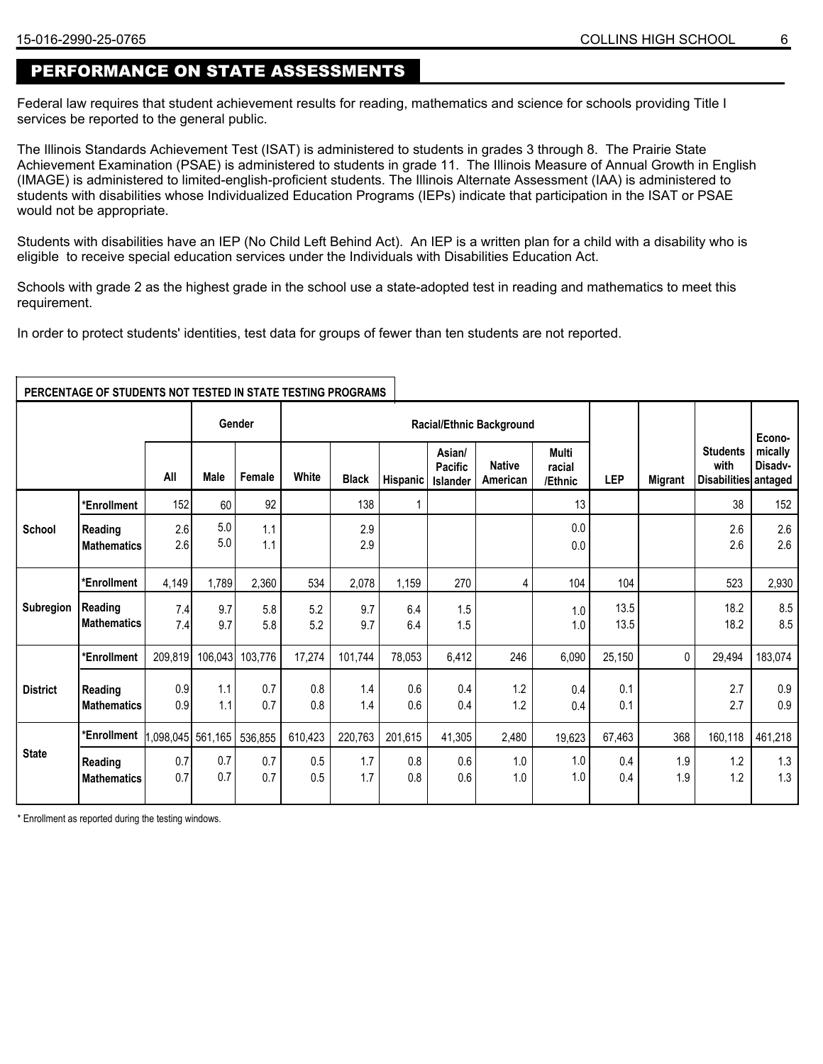## PERFORMANCE ON STATE ASSESSMENTS

Federal law requires that student achievement results for reading, mathematics and science for schools providing Title I services be reported to the general public.

The Illinois Standards Achievement Test (ISAT) is administered to students in grades 3 through 8. The Prairie State Achievement Examination (PSAE) is administered to students in grade 11. The Illinois Measure of Annual Growth in English (IMAGE) is administered to limited-english-proficient students. The Illinois Alternate Assessment (IAA) is administered to students with disabilities whose Individualized Education Programs (IEPs) indicate that participation in the ISAT or PSAE would not be appropriate.

Students with disabilities have an IEP (No Child Left Behind Act). An IEP is a written plan for a child with a disability who is eligible to receive special education services under the Individuals with Disabilities Education Act.

Schools with grade 2 as the highest grade in the school use a state-adopted test in reading and mathematics to meet this requirement.

In order to protect students' identities, test data for groups of fewer than ten students are not reported.

**PERCENTAGE OF STUDENTS NOT TESTED IN STATE TESTING PROGRAMS**

| | | | Gender | | Racial/Ethnic Background | | | | | | | | | |
|---|---|---|---|---|---|---|---|---|---|---|---|---|---|---|
| | | All | Male | Female | White | Black | Hispanic | Asian/ Pacific Islander | Native American | Multi racial /Ethnic | LEP | Migrant | Students with Disabilities | Economically Disadvantaged |
| School | *Enrollment | 152 | 60 | 92 | | 138 | 1 | | | 13 | | | 38 | 152 |
| | Reading | 2.6 | 5.0 | 1.1 | | 2.9 | | | | 0.0 | | | 2.6 | 2.6 |
| | Mathematics | 2.6 | 5.0 | 1.1 | | 2.9 | | | | 0.0 | | | 2.6 | 2.6 |
| Subregion | *Enrollment | 4,149 | 1,789 | 2,360 | 534 | 2,078 | 1,159 | 270 | 4 | 104 | 104 | | 523 | 2,930 |
| | Reading | 7.4 | 9.7 | 5.8 | 5.2 | 9.7 | 6.4 | 1.5 | | 1.0 | 13.5 | | 18.2 | 8.5 |
| | Mathematics | 7.4 | 9.7 | 5.8 | 5.2 | 9.7 | 6.4 | 1.5 | | 1.0 | 13.5 | | 18.2 | 8.5 |
| District | *Enrollment | 209,819 | 106,043 | 103,776 | 17,274 | 101,744 | 78,053 | 6,412 | 246 | 6,090 | 25,150 | 0 | 29,494 | 183,074 |
| | Reading | 0.9 | 1.1 | 0.7 | 0.8 | 1.4 | 0.6 | 0.4 | 1.2 | 0.4 | 0.1 | | 2.7 | 0.9 |
| | Mathematics | 0.9 | 1.1 | 0.7 | 0.8 | 1.4 | 0.6 | 0.4 | 1.2 | 0.4 | 0.1 | | 2.7 | 0.9 |
| State | *Enrollment | 1,098,045 | 561,165 | 536,855 | 610,423 | 220,763 | 201,615 | 41,305 | 2,480 | 19,623 | 67,463 | 368 | 160,118 | 461,218 |
| | Reading | 0.7 | 0.7 | 0.7 | 0.5 | 1.7 | 0.8 | 0.6 | 1.0 | 1.0 | 0.4 | 1.9 | 1.2 | 1.3 |
| | Mathematics | 0.7 | 0.7 | 0.7 | 0.5 | 1.7 | 0.8 | 0.6 | 1.0 | 1.0 | 0.4 | 1.9 | 1.2 | 1.3 |

* Enrollment as reported during the testing windows.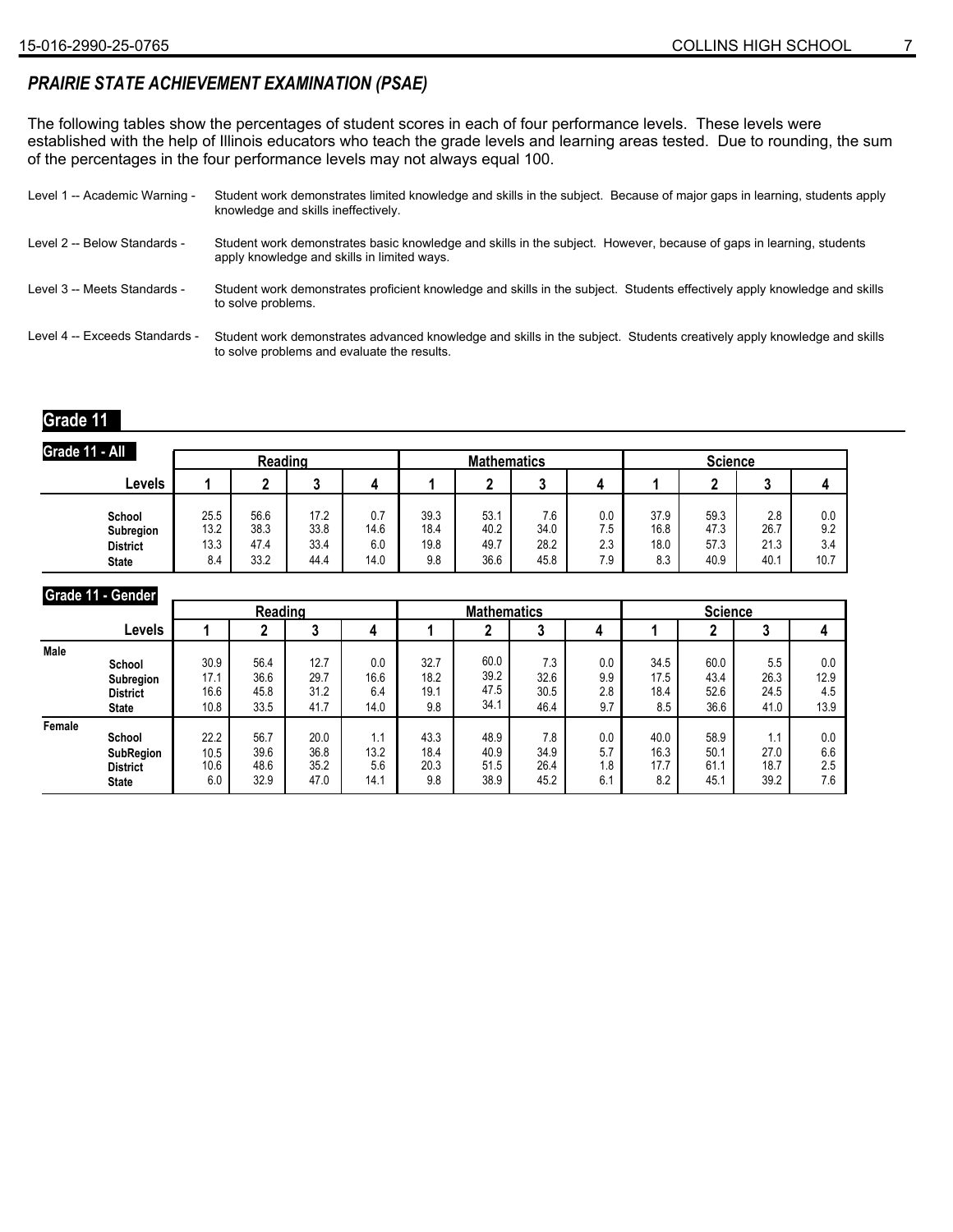## *PRAIRIE STATE ACHIEVEMENT EXAMINATION (PSAE)*

The following tables show the percentages of student scores in each of four performance levels. These levels were established with the help of Illinois educators who teach the grade levels and learning areas tested. Due to rounding, the sum of the percentages in the four performance levels may not always equal 100.

| | |
|---|---|
| Level 1 -- Academic Warning - | Student work demonstrates limited knowledge and skills in the subject. Because of major gaps in learning, students apply knowledge and skills ineffectively. |
| Level 2 -- Below Standards - | Student work demonstrates basic knowledge and skills in the subject. However, because of gaps in learning, students apply knowledge and skills in limited ways. |
| Level 3 -- Meets Standards - | Student work demonstrates proficient knowledge and skills in the subject. Students effectively apply knowledge and skills to solve problems. |
| Level 4 -- Exceeds Standards - | Student work demonstrates advanced knowledge and skills in the subject. Students creatively apply knowledge and skills to solve problems and evaluate the results. |

## Grade 11

### Grade 11 - All

| | Reading | | | | Mathematics | | | | Science | | | |
|---|---|---|---|---|---|---|---|---|---|---|---|---|
| **Levels** | **1** | **2** | **3** | **4** | **1** | **2** | **3** | **4** | **1** | **2** | **3** | **4** |
| **School** | 25.5 | 56.6 | 17.2 | 0.7 | 39.3 | 53.1 | 7.6 | 0.0 | 37.9 | 59.3 | 2.8 | 0.0 |
| **Subregion** | 13.2 | 38.3 | 33.8 | 14.6 | 18.4 | 40.2 | 34.0 | 7.5 | 16.8 | 47.3 | 26.7 | 9.2 |
| **District** | 13.3 | 47.4 | 33.4 | 6.0 | 19.8 | 49.7 | 28.2 | 2.3 | 18.0 | 57.3 | 21.3 | 3.4 |
| **State** | 8.4 | 33.2 | 44.4 | 14.0 | 9.8 | 36.6 | 45.8 | 7.9 | 8.3 | 40.9 | 40.1 | 10.7 |

### Grade 11 - Gender

| | | Reading | | | | Mathematics | | | | Science | | | |
|---|---|---|---|---|---|---|---|---|---|---|---|---|---|
| | **Levels** | **1** | **2** | **3** | **4** | **1** | **2** | **3** | **4** | **1** | **2** | **3** | **4** |
| **Male** | **School** | 30.9 | 56.4 | 12.7 | 0.0 | 32.7 | 60.0 | 7.3 | 0.0 | 34.5 | 60.0 | 5.5 | 0.0 |
| | **Subregion** | 17.1 | 36.6 | 29.7 | 16.6 | 18.2 | 39.2 | 32.6 | 9.9 | 17.5 | 43.4 | 26.3 | 12.9 |
| | **District** | 16.6 | 45.8 | 31.2 | 6.4 | 19.1 | 47.5 | 30.5 | 2.8 | 18.4 | 52.6 | 24.5 | 4.5 |
| | **State** | 10.8 | 33.5 | 41.7 | 14.0 | 9.8 | 34.1 | 46.4 | 9.7 | 8.5 | 36.6 | 41.0 | 13.9 |
| **Female** | **School** | 22.2 | 56.7 | 20.0 | 1.1 | 43.3 | 48.9 | 7.8 | 0.0 | 40.0 | 58.9 | 1.1 | 0.0 |
| | **SubRegion** | 10.5 | 39.6 | 36.8 | 13.2 | 18.4 | 40.9 | 34.9 | 5.7 | 16.3 | 50.1 | 27.0 | 6.6 |
| | **District** | 10.6 | 48.6 | 35.2 | 5.6 | 20.3 | 51.5 | 26.4 | 1.8 | 17.7 | 61.1 | 18.7 | 2.5 |
| | **State** | 6.0 | 32.9 | 47.0 | 14.1 | 9.8 | 38.9 | 45.2 | 6.1 | 8.2 | 45.1 | 39.2 | 7.6 |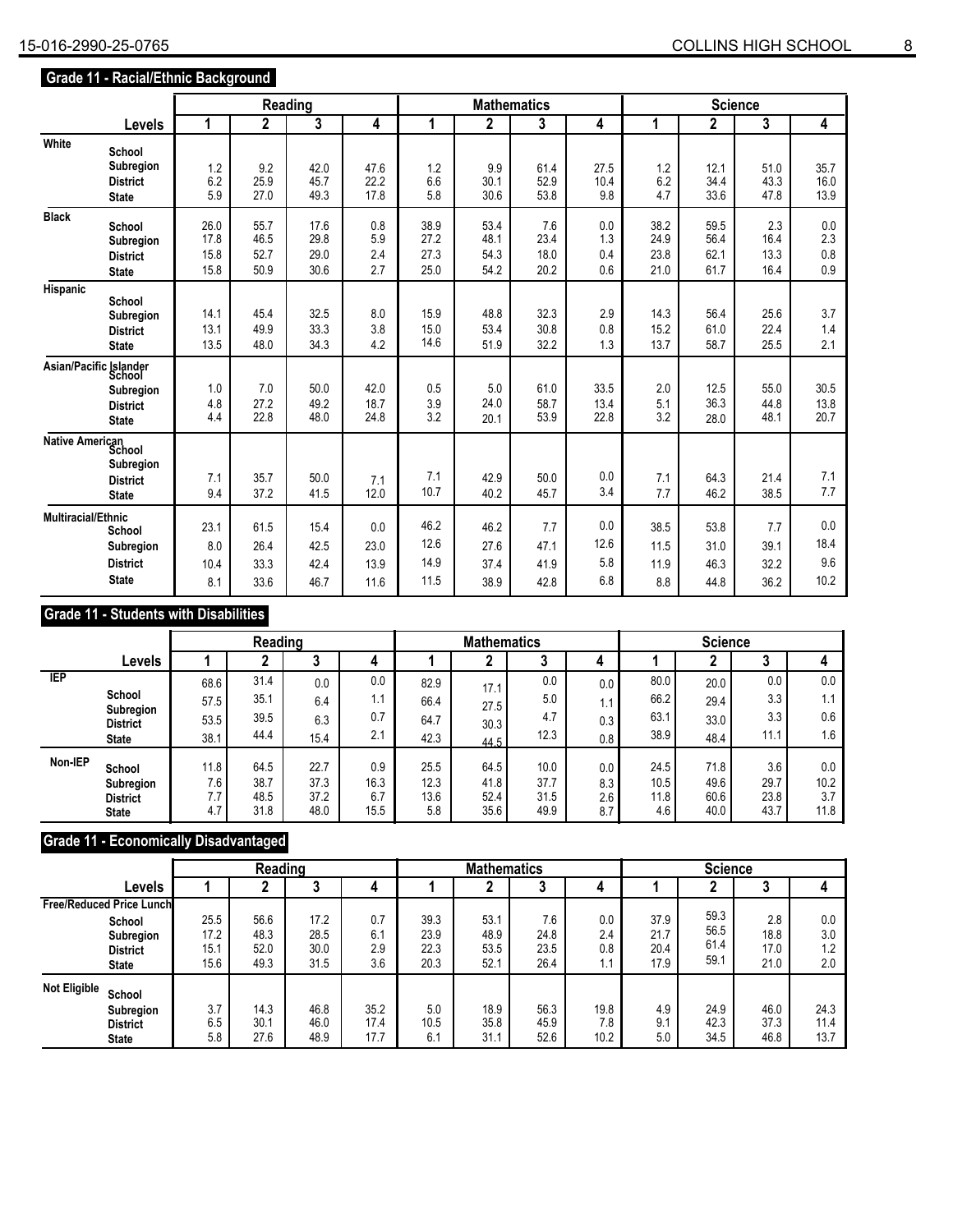## Grade 11 - Racial/Ethnic Background

| | Levels | Reading | | | | Mathematics | | | | Science | | | |
|---|---|---|---|---|---|---|---|---|---|---|---|---|---|
| | | 1 | 2 | 3 | 4 | 1 | 2 | 3 | 4 | 1 | 2 | 3 | 4 |
| White | School | | | | | | | | | | | | |
| | Subregion | 1.2 | 9.2 | 42.0 | 47.6 | 1.2 | 9.9 | 61.4 | 27.5 | 1.2 | 12.1 | 51.0 | 35.7 |
| | District | 6.2 | 25.9 | 45.7 | 22.2 | 6.6 | 30.1 | 52.9 | 10.4 | 6.2 | 34.4 | 43.3 | 16.0 |
| | State | 5.9 | 27.0 | 49.3 | 17.8 | 5.8 | 30.6 | 53.8 | 9.8 | 4.7 | 33.6 | 47.8 | 13.9 |
| Black | School | 26.0 | 55.7 | 17.6 | 0.8 | 38.9 | 53.4 | 7.6 | 0.0 | 38.2 | 59.5 | 2.3 | 0.0 |
| | Subregion | 17.8 | 46.5 | 29.8 | 5.9 | 27.2 | 48.1 | 23.4 | 1.3 | 24.9 | 56.4 | 16.4 | 2.3 |
| | District | 15.8 | 52.7 | 29.0 | 2.4 | 27.3 | 54.3 | 18.0 | 0.4 | 23.8 | 62.1 | 13.3 | 0.8 |
| | State | 15.8 | 50.9 | 30.6 | 2.7 | 25.0 | 54.2 | 20.2 | 0.6 | 21.0 | 61.7 | 16.4 | 0.9 |
| Hispanic | School | | | | | | | | | | | | |
| | Subregion | 14.1 | 45.4 | 32.5 | 8.0 | 15.9 | 48.8 | 32.3 | 2.9 | 14.3 | 56.4 | 25.6 | 3.7 |
| | District | 13.1 | 49.9 | 33.3 | 3.8 | 15.0 | 53.4 | 30.8 | 0.8 | 15.2 | 61.0 | 22.4 | 1.4 |
| | State | 13.5 | 48.0 | 34.3 | 4.2 | 14.6 | 51.9 | 32.2 | 1.3 | 13.7 | 58.7 | 25.5 | 2.1 |
| Asian/Pacific Islander | School | | | | | | | | | | | | |
| | Subregion | 1.0 | 7.0 | 50.0 | 42.0 | 0.5 | 5.0 | 61.0 | 33.5 | 2.0 | 12.5 | 55.0 | 30.5 |
| | District | 4.8 | 27.2 | 49.2 | 18.7 | 3.9 | 24.0 | 58.7 | 13.4 | 5.1 | 36.3 | 44.8 | 13.8 |
| | State | 4.4 | 22.8 | 48.0 | 24.8 | 3.2 | 20.1 | 53.9 | 22.8 | 3.2 | 28.0 | 48.1 | 20.7 |
| Native American | School | | | | | | | | | | | | |
| | Subregion | | | | | | | | | | | | |
| | District | 7.1 | 35.7 | 50.0 | 7.1 | 7.1 | 42.9 | 50.0 | 0.0 | 7.1 | 64.3 | 21.4 | 7.1 |
| | State | 9.4 | 37.2 | 41.5 | 12.0 | 10.7 | 40.2 | 45.7 | 3.4 | 7.7 | 46.2 | 38.5 | 7.7 |
| Multiracial/Ethnic | School | 23.1 | 61.5 | 15.4 | 0.0 | 46.2 | 46.2 | 7.7 | 0.0 | 38.5 | 53.8 | 7.7 | 0.0 |
| | Subregion | 8.0 | 26.4 | 42.5 | 23.0 | 12.6 | 27.6 | 47.1 | 12.6 | 11.5 | 31.0 | 39.1 | 18.4 |
| | District | 10.4 | 33.3 | 42.4 | 13.9 | 14.9 | 37.4 | 41.9 | 5.8 | 11.9 | 46.3 | 32.2 | 9.6 |
| | State | 8.1 | 33.6 | 46.7 | 11.6 | 11.5 | 38.9 | 42.8 | 6.8 | 8.8 | 44.8 | 36.2 | 10.2 |

## Grade 11 - Students with Disabilities

| | Levels | Reading | | | | Mathematics | | | | Science | | | |
|---|---|---|---|---|---|---|---|---|---|---|---|---|---|
| | | 1 | 2 | 3 | 4 | 1 | 2 | 3 | 4 | 1 | 2 | 3 | 4 |
| IEP | School | 68.6 | 31.4 | 0.0 | 0.0 | 82.9 | 17.1 | 0.0 | 0.0 | 80.0 | 20.0 | 0.0 | 0.0 |
| | Subregion | 57.5 | 35.1 | 6.4 | 1.1 | 66.4 | 27.5 | 5.0 | 1.1 | 66.2 | 29.4 | 3.3 | 1.1 |
| | District | 53.5 | 39.5 | 6.3 | 0.7 | 64.7 | 30.3 | 4.7 | 0.3 | 63.1 | 33.0 | 3.3 | 0.6 |
| | State | 38.1 | 44.4 | 15.4 | 2.1 | 42.3 | 44.5 | 12.3 | 0.8 | 38.9 | 48.4 | 11.1 | 1.6 |
| Non-IEP | School | 11.8 | 64.5 | 22.7 | 0.9 | 25.5 | 64.5 | 10.0 | 0.0 | 24.5 | 71.8 | 3.6 | 0.0 |
| | Subregion | 7.6 | 38.7 | 37.3 | 16.3 | 12.3 | 41.8 | 37.7 | 8.3 | 10.5 | 49.6 | 29.7 | 10.2 |
| | District | 7.7 | 48.5 | 37.2 | 6.7 | 13.6 | 52.4 | 31.5 | 2.6 | 11.8 | 60.6 | 23.8 | 3.7 |
| | State | 4.7 | 31.8 | 48.0 | 15.5 | 5.8 | 35.6 | 49.9 | 8.7 | 4.6 | 40.0 | 43.7 | 11.8 |

## Grade 11 - Economically Disadvantaged

| | Levels | Reading | | | | Mathematics | | | | Science | | | |
|---|---|---|---|---|---|---|---|---|---|---|---|---|---|
| | | 1 | 2 | 3 | 4 | 1 | 2 | 3 | 4 | 1 | 2 | 3 | 4 |
| Free/Reduced Price Lunch | School | 25.5 | 56.6 | 17.2 | 0.7 | 39.3 | 53.1 | 7.6 | 0.0 | 37.9 | 59.3 | 2.8 | 0.0 |
| | Subregion | 17.2 | 48.3 | 28.5 | 6.1 | 23.9 | 48.9 | 24.8 | 2.4 | 21.7 | 56.5 | 18.8 | 3.0 |
| | District | 15.1 | 52.0 | 30.0 | 2.9 | 22.3 | 53.5 | 23.5 | 0.8 | 20.4 | 61.4 | 17.0 | 1.2 |
| | State | 15.6 | 49.3 | 31.5 | 3.6 | 20.3 | 52.1 | 26.4 | 1.1 | 17.9 | 59.1 | 21.0 | 2.0 |
| Not Eligible | School | | | | | | | | | | | | |
| | Subregion | 3.7 | 14.3 | 46.8 | 35.2 | 5.0 | 18.9 | 56.3 | 19.8 | 4.9 | 24.9 | 46.0 | 24.3 |
| | District | 6.5 | 30.1 | 46.0 | 17.4 | 10.5 | 35.8 | 45.9 | 7.8 | 9.1 | 42.3 | 37.3 | 11.4 |
| | State | 5.8 | 27.6 | 48.9 | 17.7 | 6.1 | 31.1 | 52.6 | 10.2 | 5.0 | 34.5 | 46.8 | 13.7 |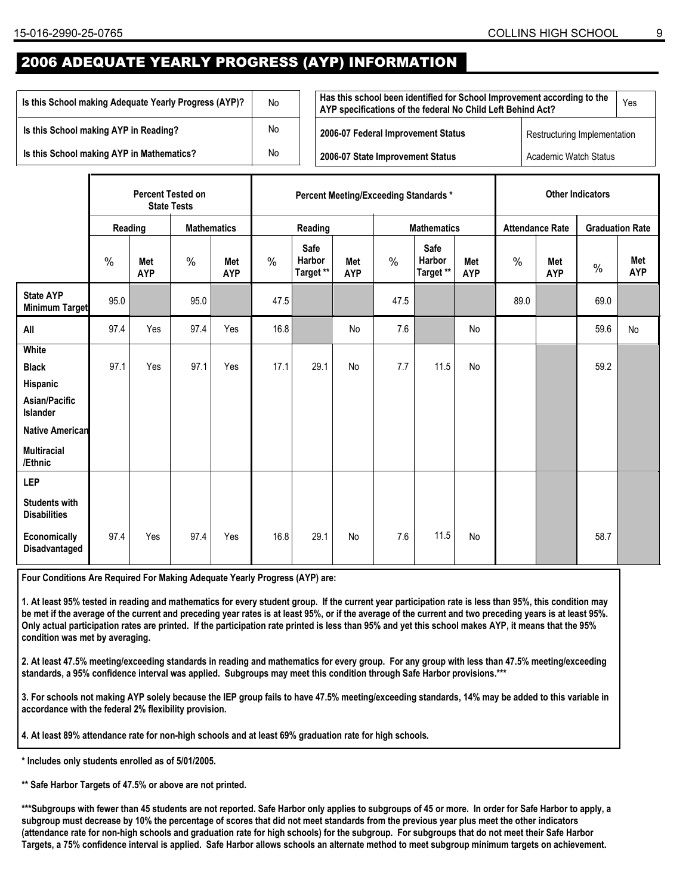## 2006 ADEQUATE YEARLY PROGRESS (AYP) INFORMATION

| | |
|---|---|
| Is this School making Adequate Yearly Progress (AYP)? | No |
| Is this School making AYP in Reading? | No |
| Is this School making AYP in Mathematics? | No |

| | |
|---|---|
| Has this school been identified for School Improvement according to the AYP specifications of the federal No Child Left Behind Act? | Yes |
| 2006-07 Federal Improvement Status | Restructuring Implementation |
| 2006-07 State Improvement Status | Academic Watch Status |

| | Percent Tested on State Tests | | | | Percent Meeting/Exceeding Standards * | | | | | | Other Indicators | | | |
|---|---|---|---|---|---|---|---|---|---|---|---|---|---|---|
| | Reading | | Mathematics | | Reading | | | Mathematics | | | Attendance Rate | | Graduation Rate | |
| | % | Met AYP | % | Met AYP | % | Safe Harbor Target ** | Met AYP | % | Safe Harbor Target ** | Met AYP | % | Met AYP | % | Met AYP |
| State AYP Minimum Target | 95.0 | | 95.0 | | 47.5 | | | 47.5 | | | 89.0 | | 69.0 | |
| All | 97.4 | Yes | 97.4 | Yes | 16.8 | | No | 7.6 | | No | | | 59.6 | No |
| White | | | | | | | | | | | | | | |
| Black | 97.1 | Yes | 97.1 | Yes | 17.1 | 29.1 | No | 7.7 | 11.5 | No | | | 59.2 | |
| Hispanic | | | | | | | | | | | | | | |
| Asian/Pacific Islander | | | | | | | | | | | | | | |
| Native American | | | | | | | | | | | | | | |
| Multiracial /Ethnic | | | | | | | | | | | | | | |
| LEP | | | | | | | | | | | | | | |
| Students with Disabilities | | | | | | | | | | | | | | |
| Economically Disadvantaged | 97.4 | Yes | 97.4 | Yes | 16.8 | 29.1 | No | 7.6 | 11.5 | No | | | 58.7 | |

**Four Conditions Are Required For Making Adequate Yearly Progress (AYP) are:**

**1. At least 95% tested in reading and mathematics for every student group. If the current year participation rate is less than 95%, this condition may be met if the average of the current and preceding year rates is at least 95%, or if the average of the current and two preceding years is at least 95%. Only actual participation rates are printed. If the participation rate printed is less than 95% and yet this school makes AYP, it means that the 95% condition was met by averaging.**

**2. At least 47.5% meeting/exceeding standards in reading and mathematics for every group. For any group with less than 47.5% meeting/exceeding standards, a 95% confidence interval was applied. Subgroups may meet this condition through Safe Harbor provisions.\*\*\***

**3. For schools not making AYP solely because the IEP group fails to have 47.5% meeting/exceeding standards, 14% may be added to this variable in accordance with the federal 2% flexibility provision.**

**4. At least 89% attendance rate for non-high schools and at least 69% graduation rate for high schools.**

**\* Includes only students enrolled as of 5/01/2005.**

**\*\* Safe Harbor Targets of 47.5% or above are not printed.**

**\*\*\*Subgroups with fewer than 45 students are not reported. Safe Harbor only applies to subgroups of 45 or more. In order for Safe Harbor to apply, a subgroup must decrease by 10% the percentage of scores that did not meet standards from the previous year plus meet the other indicators (attendance rate for non-high schools and graduation rate for high schools) for the subgroup. For subgroups that do not meet their Safe Harbor Targets, a 75% confidence interval is applied. Safe Harbor allows schools an alternate method to meet subgroup minimum targets on achievement.**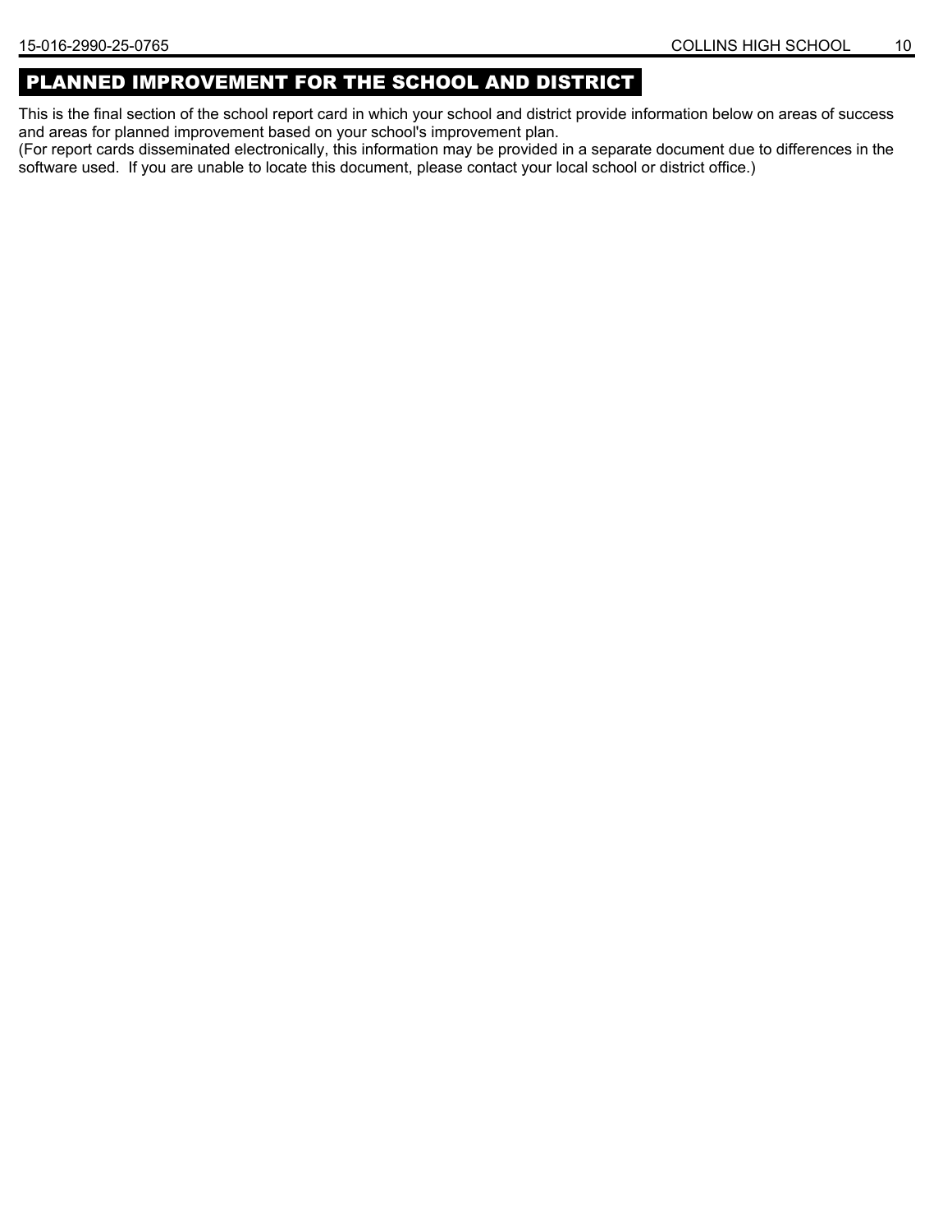## PLANNED IMPROVEMENT FOR THE SCHOOL AND DISTRICT

This is the final section of the school report card in which your school and district provide information below on areas of success and areas for planned improvement based on your school's improvement plan.
(For report cards disseminated electronically, this information may be provided in a separate document due to differences in the software used. If you are unable to locate this document, please contact your local school or district office.)